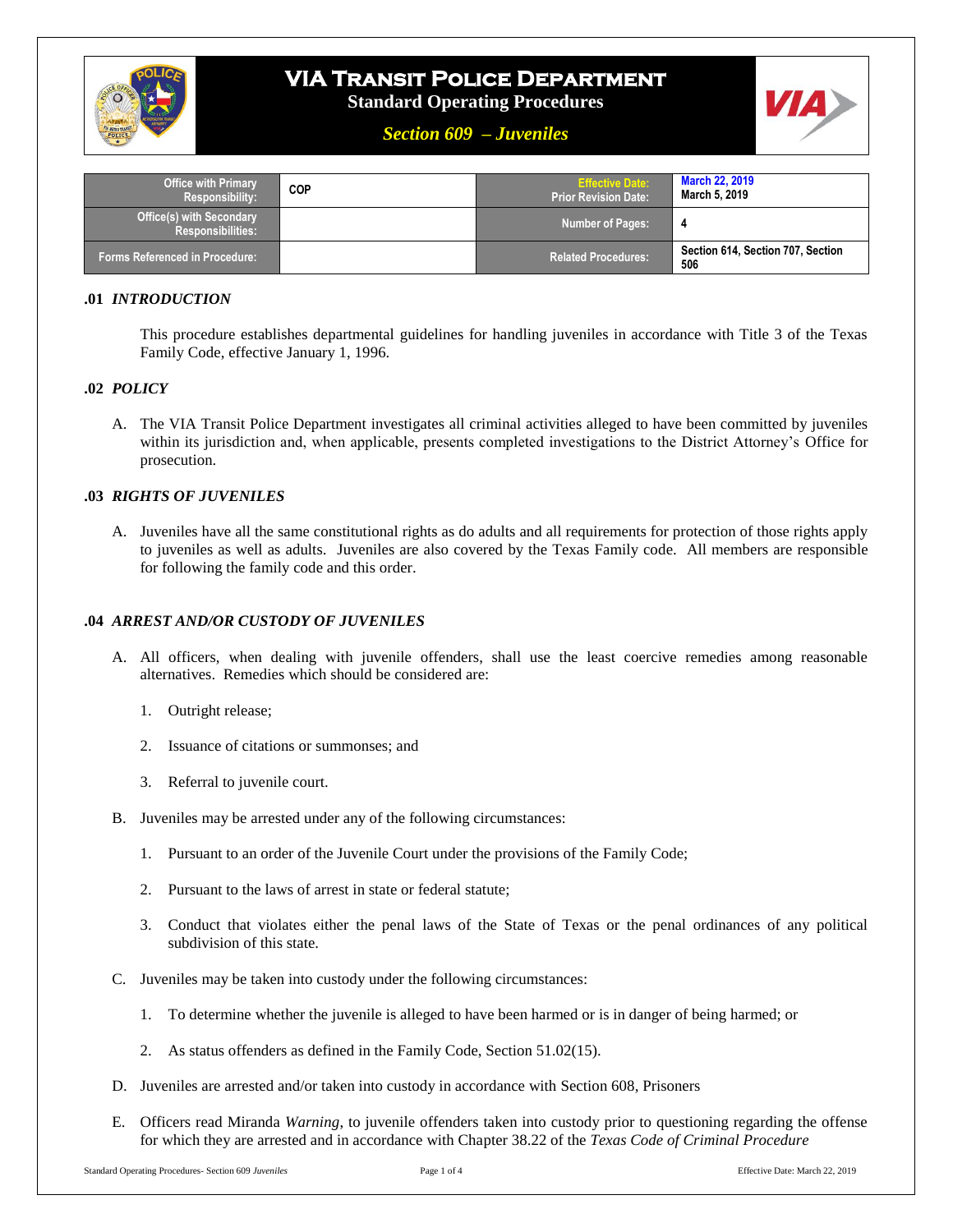# VIA Transit Police Department

**Standard Operating Procedures**

***Section 609 – Juveniles***

| Office with Primary Responsibility: | COP | Effective Date: Prior Revision Date: | March 22, 2019 March 5, 2019 |
|---|---|---|---|
| Office(s) with Secondary Responsibilities: | | Number of Pages: | 4 |
| Forms Referenced in Procedure: | | Related Procedures: | Section 614, Section 707, Section 506 |

## .01 *INTRODUCTION*

This procedure establishes departmental guidelines for handling juveniles in accordance with Title 3 of the Texas Family Code, effective January 1, 1996.

## .02 *POLICY*

A. The VIA Transit Police Department investigates all criminal activities alleged to have been committed by juveniles within its jurisdiction and, when applicable, presents completed investigations to the District Attorney's Office for prosecution.

## .03 *RIGHTS OF JUVENILES*

A. Juveniles have all the same constitutional rights as do adults and all requirements for protection of those rights apply to juveniles as well as adults. Juveniles are also covered by the Texas Family code. All members are responsible for following the family code and this order.

## .04 *ARREST AND/OR CUSTODY OF JUVENILES*

A. All officers, when dealing with juvenile offenders, shall use the least coercive remedies among reasonable alternatives. Remedies which should be considered are:

1. Outright release;
2. Issuance of citations or summonses; and
3. Referral to juvenile court.

B. Juveniles may be arrested under any of the following circumstances:

1. Pursuant to an order of the Juvenile Court under the provisions of the Family Code;
2. Pursuant to the laws of arrest in state or federal statute;
3. Conduct that violates either the penal laws of the State of Texas or the penal ordinances of any political subdivision of this state.

C. Juveniles may be taken into custody under the following circumstances:

1. To determine whether the juvenile is alleged to have been harmed or is in danger of being harmed; or
2. As status offenders as defined in the Family Code, Section 51.02(15).

D. Juveniles are arrested and/or taken into custody in accordance with Section 608, Prisoners

E. Officers read Miranda *Warning*, to juvenile offenders taken into custody prior to questioning regarding the offense for which they are arrested and in accordance with Chapter 38.22 of the *Texas Code of Criminal Procedure*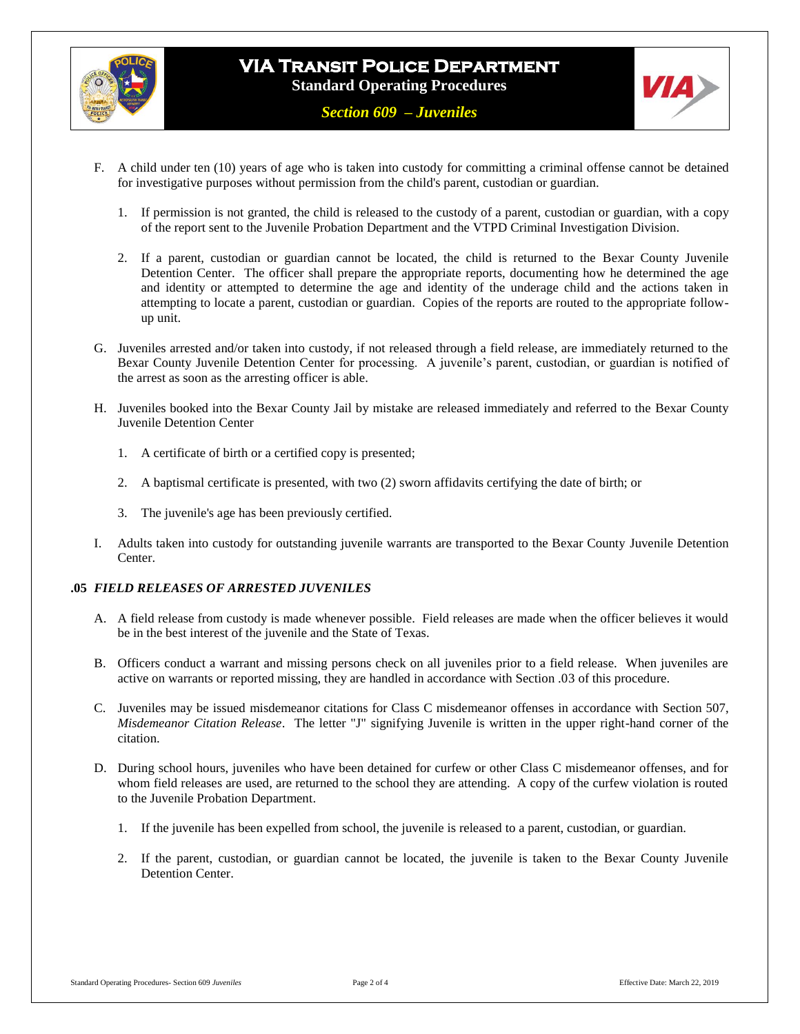F. A child under ten (10) years of age who is taken into custody for committing a criminal offense cannot be detained for investigative purposes without permission from the child's parent, custodian or guardian.

   1. If permission is not granted, the child is released to the custody of a parent, custodian or guardian, with a copy of the report sent to the Juvenile Probation Department and the VTPD Criminal Investigation Division.

   2. If a parent, custodian or guardian cannot be located, the child is returned to the Bexar County Juvenile Detention Center. The officer shall prepare the appropriate reports, documenting how he determined the age and identity or attempted to determine the age and identity of the underage child and the actions taken in attempting to locate a parent, custodian or guardian. Copies of the reports are routed to the appropriate follow-up unit.

G. Juveniles arrested and/or taken into custody, if not released through a field release, are immediately returned to the Bexar County Juvenile Detention Center for processing. A juvenile's parent, custodian, or guardian is notified of the arrest as soon as the arresting officer is able.

H. Juveniles booked into the Bexar County Jail by mistake are released immediately and referred to the Bexar County Juvenile Detention Center

   1. A certificate of birth or a certified copy is presented;

   2. A baptismal certificate is presented, with two (2) sworn affidavits certifying the date of birth; or

   3. The juvenile's age has been previously certified.

I. Adults taken into custody for outstanding juvenile warrants are transported to the Bexar County Juvenile Detention Center.

### .05 *FIELD RELEASES OF ARRESTED JUVENILES*

A. A field release from custody is made whenever possible. Field releases are made when the officer believes it would be in the best interest of the juvenile and the State of Texas.

B. Officers conduct a warrant and missing persons check on all juveniles prior to a field release. When juveniles are active on warrants or reported missing, they are handled in accordance with Section .03 of this procedure.

C. Juveniles may be issued misdemeanor citations for Class C misdemeanor offenses in accordance with Section 507, *Misdemeanor Citation Release*. The letter "J" signifying Juvenile is written in the upper right-hand corner of the citation.

D. During school hours, juveniles who have been detained for curfew or other Class C misdemeanor offenses, and for whom field releases are used, are returned to the school they are attending. A copy of the curfew violation is routed to the Juvenile Probation Department.

   1. If the juvenile has been expelled from school, the juvenile is released to a parent, custodian, or guardian.

   2. If the parent, custodian, or guardian cannot be located, the juvenile is taken to the Bexar County Juvenile Detention Center.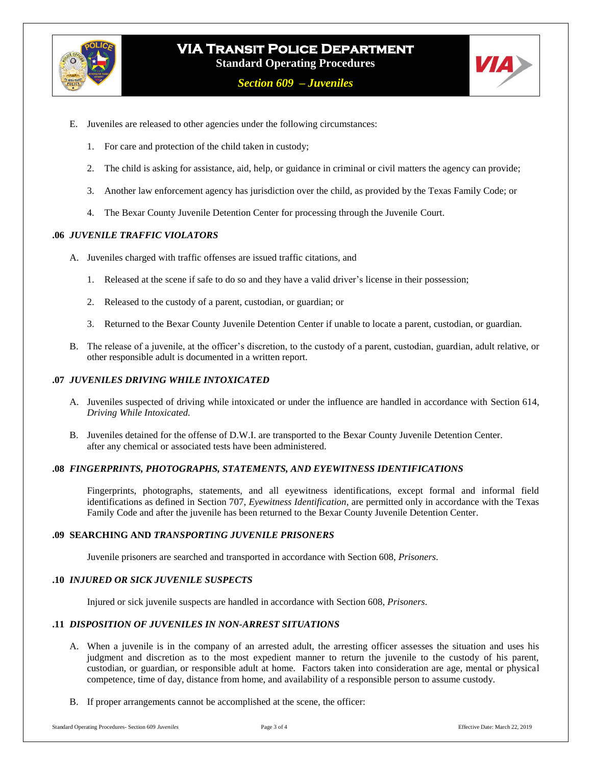E. Juveniles are released to other agencies under the following circumstances:

   1. For care and protection of the child taken in custody;

   2. The child is asking for assistance, aid, help, or guidance in criminal or civil matters the agency can provide;

   3. Another law enforcement agency has jurisdiction over the child, as provided by the Texas Family Code; or

   4. The Bexar County Juvenile Detention Center for processing through the Juvenile Court.

### .06 *JUVENILE TRAFFIC VIOLATORS*

A. Juveniles charged with traffic offenses are issued traffic citations, and

   1. Released at the scene if safe to do so and they have a valid driver's license in their possession;

   2. Released to the custody of a parent, custodian, or guardian; or

   3. Returned to the Bexar County Juvenile Detention Center if unable to locate a parent, custodian, or guardian.

B. The release of a juvenile, at the officer's discretion, to the custody of a parent, custodian, guardian, adult relative, or other responsible adult is documented in a written report.

### .07 *JUVENILES DRIVING WHILE INTOXICATED*

A. Juveniles suspected of driving while intoxicated or under the influence are handled in accordance with Section 614, *Driving While Intoxicated.*

B. Juveniles detained for the offense of D.W.I. are transported to the Bexar County Juvenile Detention Center. after any chemical or associated tests have been administered.

### .08 *FINGERPRINTS, PHOTOGRAPHS, STATEMENTS, AND EYEWITNESS IDENTIFICATIONS*

Fingerprints, photographs, statements, and all eyewitness identifications, except formal and informal field identifications as defined in Section 707, *Eyewitness Identification*, are permitted only in accordance with the Texas Family Code and after the juvenile has been returned to the Bexar County Juvenile Detention Center.

### .09 SEARCHING AND *TRANSPORTING JUVENILE PRISONERS*

Juvenile prisoners are searched and transported in accordance with Section 608, *Prisoners*.

### .10 *INJURED OR SICK JUVENILE SUSPECTS*

Injured or sick juvenile suspects are handled in accordance with Section 608, *Prisoners*.

### .11 *DISPOSITION OF JUVENILES IN NON-ARREST SITUATIONS*

A. When a juvenile is in the company of an arrested adult, the arresting officer assesses the situation and uses his judgment and discretion as to the most expedient manner to return the juvenile to the custody of his parent, custodian, or guardian, or responsible adult at home. Factors taken into consideration are age, mental or physical competence, time of day, distance from home, and availability of a responsible person to assume custody.

B. If proper arrangements cannot be accomplished at the scene, the officer: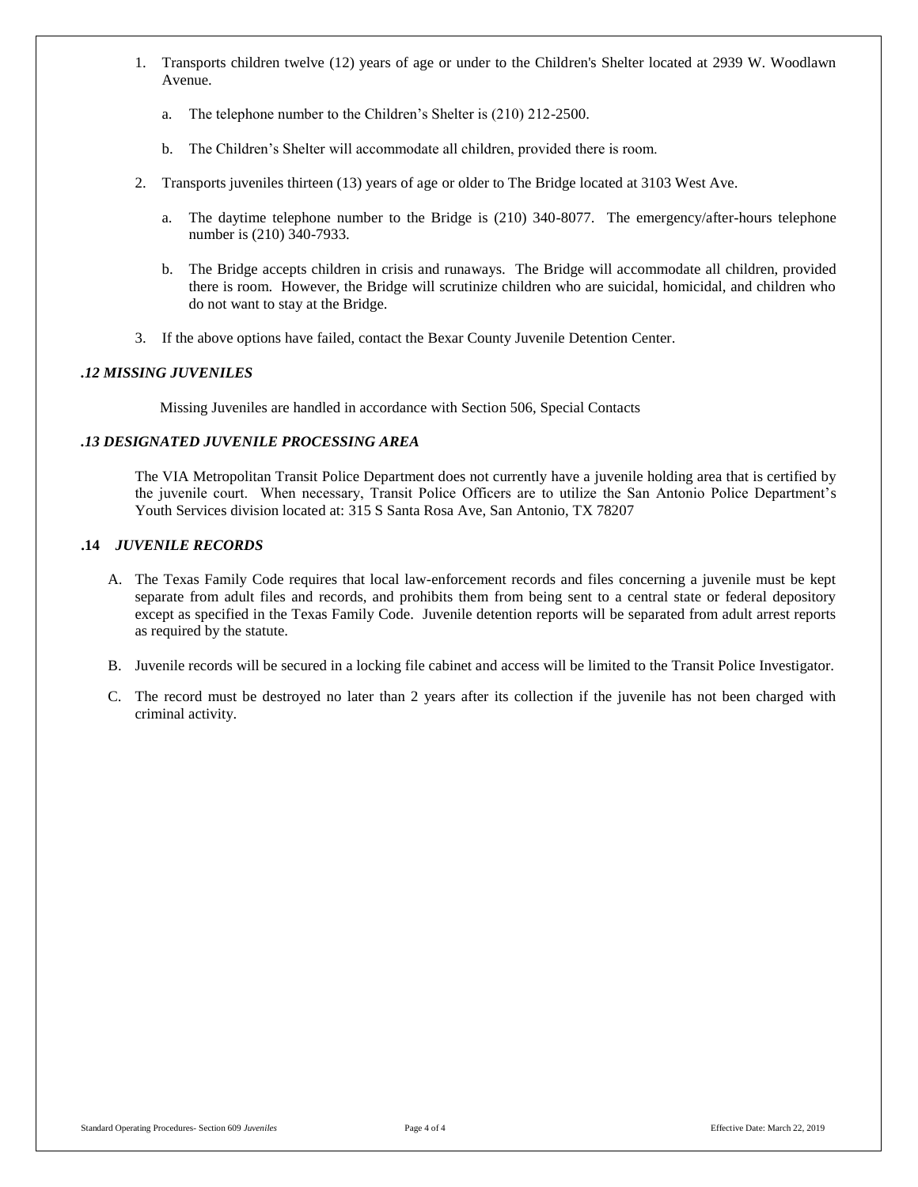1. Transports children twelve (12) years of age or under to the Children's Shelter located at 2939 W. Woodlawn Avenue.

   a. The telephone number to the Children's Shelter is (210) 212-2500.

   b. The Children's Shelter will accommodate all children, provided there is room.

2. Transports juveniles thirteen (13) years of age or older to The Bridge located at 3103 West Ave.

   a. The daytime telephone number to the Bridge is (210) 340-8077. The emergency/after-hours telephone number is (210) 340-7933.

   b. The Bridge accepts children in crisis and runaways. The Bridge will accommodate all children, provided there is room. However, the Bridge will scrutinize children who are suicidal, homicidal, and children who do not want to stay at the Bridge.

3. If the above options have failed, contact the Bexar County Juvenile Detention Center.

### *.12 MISSING JUVENILES*

Missing Juveniles are handled in accordance with Section 506, Special Contacts

### *.13 DESIGNATED JUVENILE PROCESSING AREA*

The VIA Metropolitan Transit Police Department does not currently have a juvenile holding area that is certified by the juvenile court. When necessary, Transit Police Officers are to utilize the San Antonio Police Department's Youth Services division located at: 315 S Santa Rosa Ave, San Antonio, TX 78207

### **.14** *JUVENILE RECORDS*

A. The Texas Family Code requires that local law-enforcement records and files concerning a juvenile must be kept separate from adult files and records, and prohibits them from being sent to a central state or federal depository except as specified in the Texas Family Code. Juvenile detention reports will be separated from adult arrest reports as required by the statute.

B. Juvenile records will be secured in a locking file cabinet and access will be limited to the Transit Police Investigator.

C. The record must be destroyed no later than 2 years after its collection if the juvenile has not been charged with criminal activity.